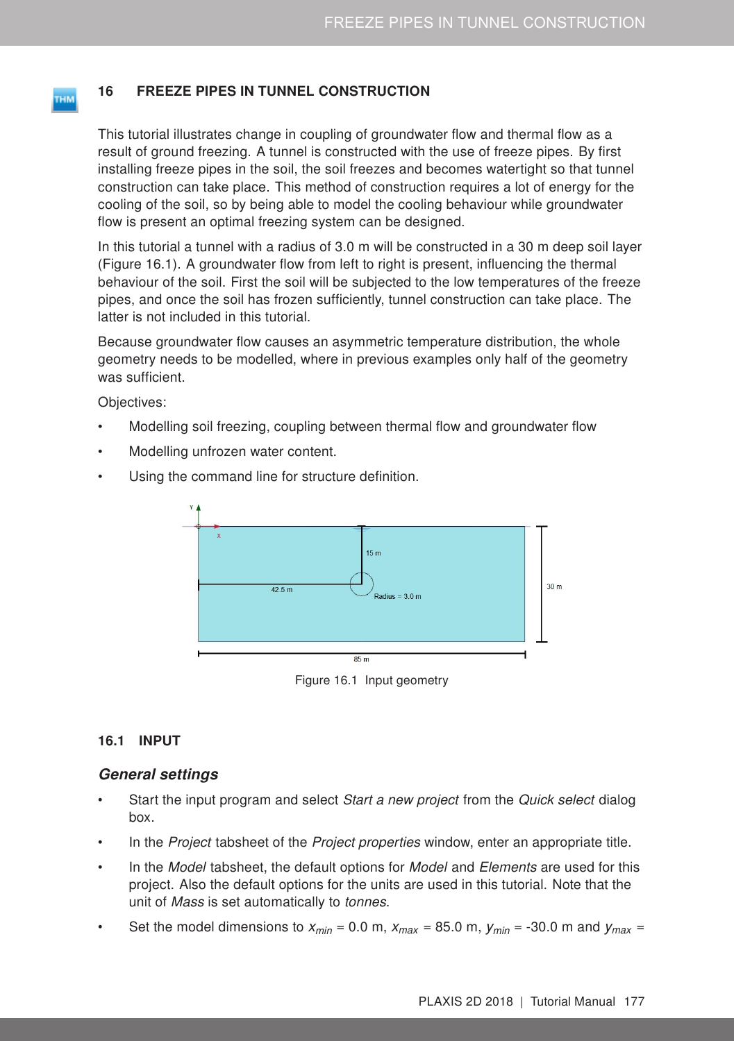# 16 FREEZE PIPES IN TUNNEL CONSTRUCTION

This tutorial illustrates change in coupling of groundwater flow and thermal flow as a result of ground freezing. A tunnel is constructed with the use of freeze pipes. By first installing freeze pipes in the soil, the soil freezes and becomes watertight so that tunnel construction can take place. This method of construction requires a lot of energy for the cooling of the soil, so by being able to model the cooling behaviour while groundwater flow is present an optimal freezing system can be designed.

In this tutorial a tunnel with a radius of 3.0 m will be constructed in a 30 m deep soil layer (Figure 16.1). A groundwater flow from left to right is present, influencing the thermal behaviour of the soil. First the soil will be subjected to the low temperatures of the freeze pipes, and once the soil has frozen sufficiently, tunnel construction can take place. The latter is not included in this tutorial.

Because groundwater flow causes an asymmetric temperature distribution, the whole geometry needs to be modelled, where in previous examples only half of the geometry was sufficient.

Objectives:

- Modelling soil freezing, coupling between thermal flow and groundwater flow
- Modelling unfrozen water content.
- Using the command line for structure definition.

Figure 16.1 Input geometry

## 16.1 INPUT

### *General settings*

- Start the input program and select *Start a new project* from the *Quick select* dialog box.
- In the *Project* tabsheet of the *Project properties* window, enter an appropriate title.
- In the *Model* tabsheet, the default options for *Model* and *Elements* are used for this project. Also the default options for the units are used in this tutorial. Note that the unit of *Mass* is set automatically to *tonnes*.
- Set the model dimensions to $x_{min}$ = 0.0 m, $x_{max}$ = 85.0 m, $y_{min}$ = -30.0 m and $y_{max}$ =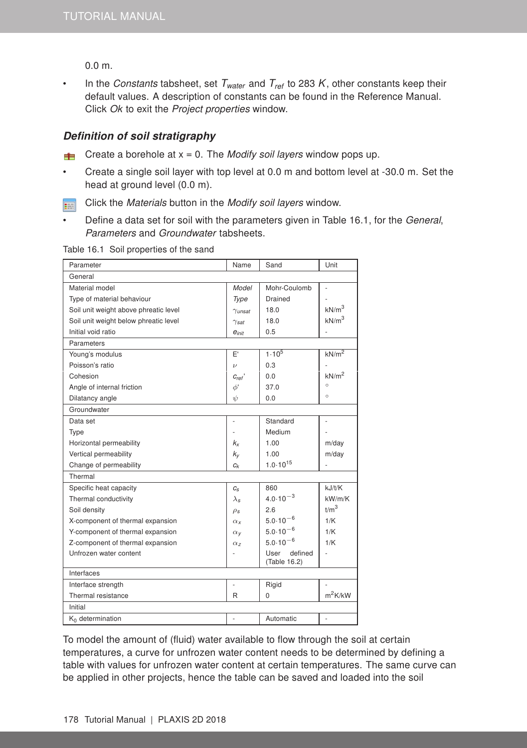0.0 m.

- In the *Constants* tabsheet, set $T_{water}$ and $T_{ref}$ to 283 $K$, other constants keep their default values. A description of constants can be found in the Reference Manual. Click *Ok* to exit the *Project properties* window.

### *Definition of soil stratigraphy*

- Create a borehole at x = 0. The *Modify soil layers* window pops up.
- Create a single soil layer with top level at 0.0 m and bottom level at -30.0 m. Set the head at ground level (0.0 m).
- Click the *Materials* button in the *Modify soil layers* window.
- Define a data set for soil with the parameters given in Table 16.1, for the *General*, *Parameters* and *Groundwater* tabsheets.

Table 16.1 Soil properties of the sand

| Parameter | Name | Sand | Unit |
|---|---|---|---|
| General | | | |
| Material model | *Model* | Mohr-Coulomb | - |
| Type of material behaviour | *Type* | Drained | - |
| Soil unit weight above phreatic level | $\gamma_{unsat}$ | 18.0 | kN/m$^3$ |
| Soil unit weight below phreatic level | $\gamma_{sat}$ | 18.0 | kN/m$^3$ |
| Initial void ratio | $e_{init}$ | 0.5 | - |
| Parameters | | | |
| Young's modulus | E' | $1 \cdot 10^5$ | kN/m$^2$ |
| Poisson's ratio | $\nu$ | 0.3 | - |
| Cohesion | $c_{ref}'$ | 0.0 | kN/m$^2$ |
| Angle of internal friction | $\phi'$ | 37.0 | ° |
| Dilatancy angle | $\psi$ | 0.0 | ° |
| Groundwater | | | |
| Data set | - | Standard | - |
| Type | - | Medium | - |
| Horizontal permeability | $k_x$ | 1.00 | m/day |
| Vertical permeability | $k_y$ | 1.00 | m/day |
| Change of permeability | $c_k$ | $1.0 \cdot 10^{15}$ | - |
| Thermal | | | |
| Specific heat capacity | $c_s$ | 860 | kJ/t/K |
| Thermal conductivity | $\lambda_s$ | $4.0 \cdot 10^{-3}$ | kW/m/K |
| Soil density | $\rho_s$ | 2.6 | t/m$^3$ |
| X-component of thermal expansion | $\alpha_x$ | $5.0 \cdot 10^{-6}$ | 1/K |
| Y-component of thermal expansion | $\alpha_y$ | $5.0 \cdot 10^{-6}$ | 1/K |
| Z-component of thermal expansion | $\alpha_z$ | $5.0 \cdot 10^{-6}$ | 1/K |
| Unfrozen water content | - | User defined (Table 16.2) | - |
| Interfaces | | | |
| Interface strength | - | Rigid | - |
| Thermal resistance | R | 0 | m$^2$K/kW |
| Initial | | | |
| $K_0$ determination | - | Automatic | - |

To model the amount of (fluid) water available to flow through the soil at certain temperatures, a curve for unfrozen water content needs to be determined by defining a table with values for unfrozen water content at certain temperatures. The same curve can be applied in other projects, hence the table can be saved and loaded into the soil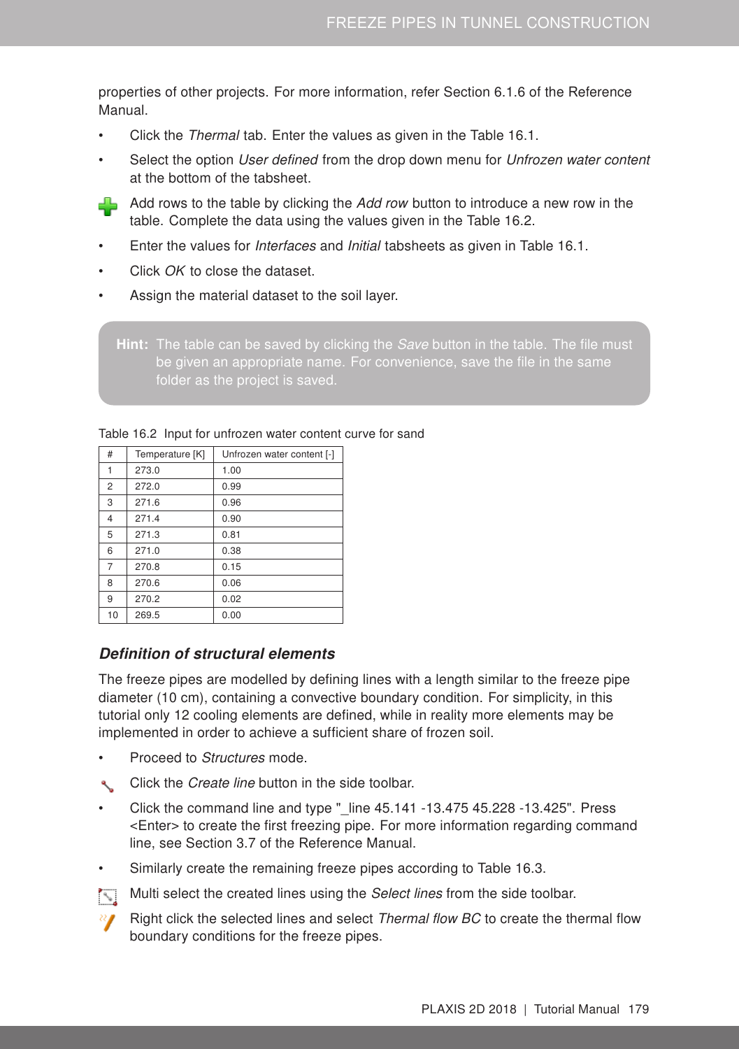properties of other projects. For more information, refer Section 6.1.6 of the Reference Manual.

- Click the *Thermal* tab. Enter the values as given in the Table 16.1.
- Select the option *User defined* from the drop down menu for *Unfrozen water content* at the bottom of the tabsheet.
- Add rows to the table by clicking the *Add row* button to introduce a new row in the table. Complete the data using the values given in the Table 16.2.
- Enter the values for *Interfaces* and *Initial* tabsheets as given in Table 16.1.
- Click *OK* to close the dataset.
- Assign the material dataset to the soil layer.

> **Hint:** The table can be saved by clicking the *Save* button in the table. The file must be given an appropriate name. For convenience, save the file in the same folder as the project is saved.

Table 16.2 Input for unfrozen water content curve for sand

| # | Temperature [K] | Unfrozen water content [-] |
|---|---|---|
| 1 | 273.0 | 1.00 |
| 2 | 272.0 | 0.99 |
| 3 | 271.6 | 0.96 |
| 4 | 271.4 | 0.90 |
| 5 | 271.3 | 0.81 |
| 6 | 271.0 | 0.38 |
| 7 | 270.8 | 0.15 |
| 8 | 270.6 | 0.06 |
| 9 | 270.2 | 0.02 |
| 10 | 269.5 | 0.00 |

### *Definition of structural elements*

The freeze pipes are modelled by defining lines with a length similar to the freeze pipe diameter (10 cm), containing a convective boundary condition. For simplicity, in this tutorial only 12 cooling elements are defined, while in reality more elements may be implemented in order to achieve a sufficient share of frozen soil.

- Proceed to *Structures* mode.
- Click the *Create line* button in the side toolbar.
- Click the command line and type "_line 45.141 -13.475 45.228 -13.425". Press <Enter> to create the first freezing pipe. For more information regarding command line, see Section 3.7 of the Reference Manual.
- Similarly create the remaining freeze pipes according to Table 16.3.
- Multi select the created lines using the *Select lines* from the side toolbar.
- Right click the selected lines and select *Thermal flow BC* to create the thermal flow boundary conditions for the freeze pipes.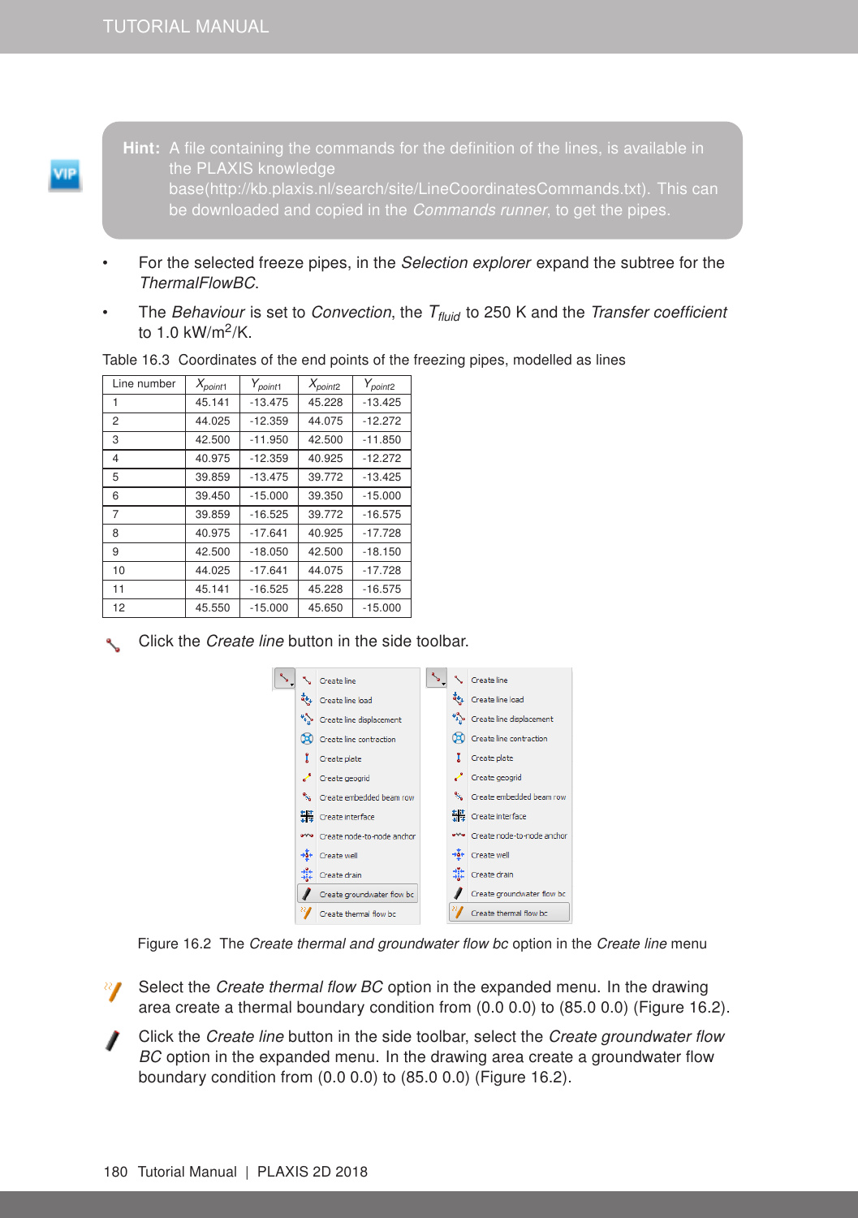**Hint:** A file containing the commands for the definition of the lines, is available in the PLAXIS knowledge base(http://kb.plaxis.nl/search/site/LineCoordinatesCommands.txt). This can be downloaded and copied in the *Commands runner*, to get the pipes.

- For the selected freeze pipes, in the *Selection explorer* expand the subtree for the *ThermalFlowBC*.
- The *Behaviour* is set to *Convection*, the $T_{fluid}$ to 250 K and the *Transfer coefficient* to 1.0 kW/m$^2$/K.

Table 16.3 Coordinates of the end points of the freezing pipes, modelled as lines

| Line number | $X_{point1}$ | $Y_{point1}$ | $X_{point2}$ | $Y_{point2}$ |
|---|---|---|---|---|
| 1 | 45.141 | -13.475 | 45.228 | -13.425 |
| 2 | 44.025 | -12.359 | 44.075 | -12.272 |
| 3 | 42.500 | -11.950 | 42.500 | -11.850 |
| 4 | 40.975 | -12.359 | 40.925 | -12.272 |
| 5 | 39.859 | -13.475 | 39.772 | -13.425 |
| 6 | 39.450 | -15.000 | 39.350 | -15.000 |
| 7 | 39.859 | -16.525 | 39.772 | -16.575 |
| 8 | 40.975 | -17.641 | 40.925 | -17.728 |
| 9 | 42.500 | -18.050 | 42.500 | -18.150 |
| 10 | 44.025 | -17.641 | 44.075 | -17.728 |
| 11 | 45.141 | -16.525 | 45.228 | -16.575 |
| 12 | 45.550 | -15.000 | 45.650 | -15.000 |

Click the *Create line* button in the side toolbar.

Figure 16.2 The *Create thermal and groundwater flow bc* option in the *Create line* menu

Select the *Create thermal flow BC* option in the expanded menu. In the drawing area create a thermal boundary condition from (0.0 0.0) to (85.0 0.0) (Figure 16.2).

Click the *Create line* button in the side toolbar, select the *Create groundwater flow BC* option in the expanded menu. In the drawing area create a groundwater flow boundary condition from (0.0 0.0) to (85.0 0.0) (Figure 16.2).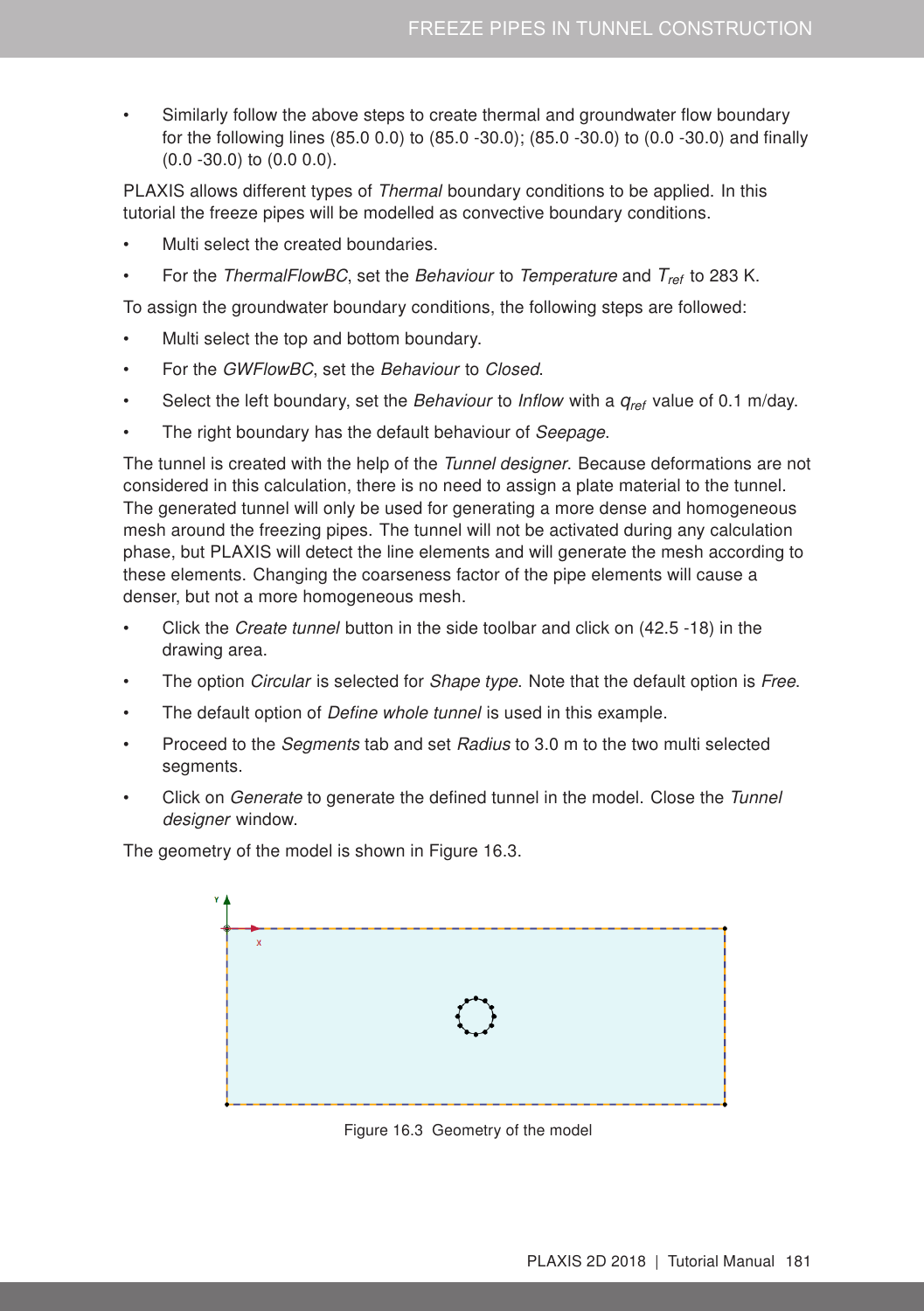- Similarly follow the above steps to create thermal and groundwater flow boundary for the following lines (85.0 0.0) to (85.0 -30.0); (85.0 -30.0) to (0.0 -30.0) and finally (0.0 -30.0) to (0.0 0.0).

PLAXIS allows different types of *Thermal* boundary conditions to be applied. In this tutorial the freeze pipes will be modelled as convective boundary conditions.

- Multi select the created boundaries.
- For the *ThermalFlowBC*, set the *Behaviour* to *Temperature* and $T_{ref}$ to 283 K.

To assign the groundwater boundary conditions, the following steps are followed:

- Multi select the top and bottom boundary.
- For the *GWFlowBC*, set the *Behaviour* to *Closed*.
- Select the left boundary, set the *Behaviour* to *Inflow* with a $q_{ref}$ value of 0.1 m/day.
- The right boundary has the default behaviour of *Seepage*.

The tunnel is created with the help of the *Tunnel designer*. Because deformations are not considered in this calculation, there is no need to assign a plate material to the tunnel. The generated tunnel will only be used for generating a more dense and homogeneous mesh around the freezing pipes. The tunnel will not be activated during any calculation phase, but PLAXIS will detect the line elements and will generate the mesh according to these elements. Changing the coarseness factor of the pipe elements will cause a denser, but not a more homogeneous mesh.

- Click the *Create tunnel* button in the side toolbar and click on (42.5 -18) in the drawing area.
- The option *Circular* is selected for *Shape type*. Note that the default option is *Free*.
- The default option of *Define whole tunnel* is used in this example.
- Proceed to the *Segments* tab and set *Radius* to 3.0 m to the two multi selected segments.
- Click on *Generate* to generate the defined tunnel in the model. Close the *Tunnel designer* window.

The geometry of the model is shown in Figure 16.3.

Figure 16.3 Geometry of the model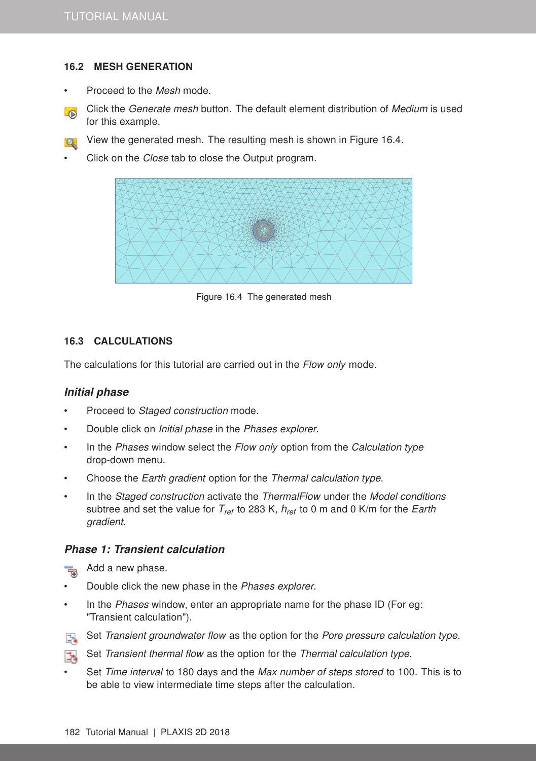## 16.2 MESH GENERATION

- Proceed to the *Mesh* mode.
- Click the *Generate mesh* button. The default element distribution of *Medium* is used for this example.
- View the generated mesh. The resulting mesh is shown in Figure 16.4.
- Click on the *Close* tab to close the Output program.

Figure 16.4 The generated mesh

## 16.3 CALCULATIONS

The calculations for this tutorial are carried out in the *Flow only* mode.

### *Initial phase*

- Proceed to *Staged construction* mode.
- Double click on *Initial phase* in the *Phases explorer*.
- In the *Phases* window select the *Flow only* option from the *Calculation type* drop-down menu.
- Choose the *Earth gradient* option for the *Thermal calculation type*.
- In the *Staged construction* activate the *ThermalFlow* under the *Model conditions* subtree and set the value for $T_{ref}$ to 283 K, $h_{ref}$ to 0 m and 0 K/m for the *Earth gradient*.

### *Phase 1: Transient calculation*

- Add a new phase.
- Double click the new phase in the *Phases explorer*.
- In the *Phases* window, enter an appropriate name for the phase ID (For eg: "Transient calculation").
- Set *Transient groundwater flow* as the option for the *Pore pressure calculation type*.
- Set *Transient thermal flow* as the option for the *Thermal calculation type*.
- Set *Time interval* to 180 days and the *Max number of steps stored* to 100. This is to be able to view intermediate time steps after the calculation.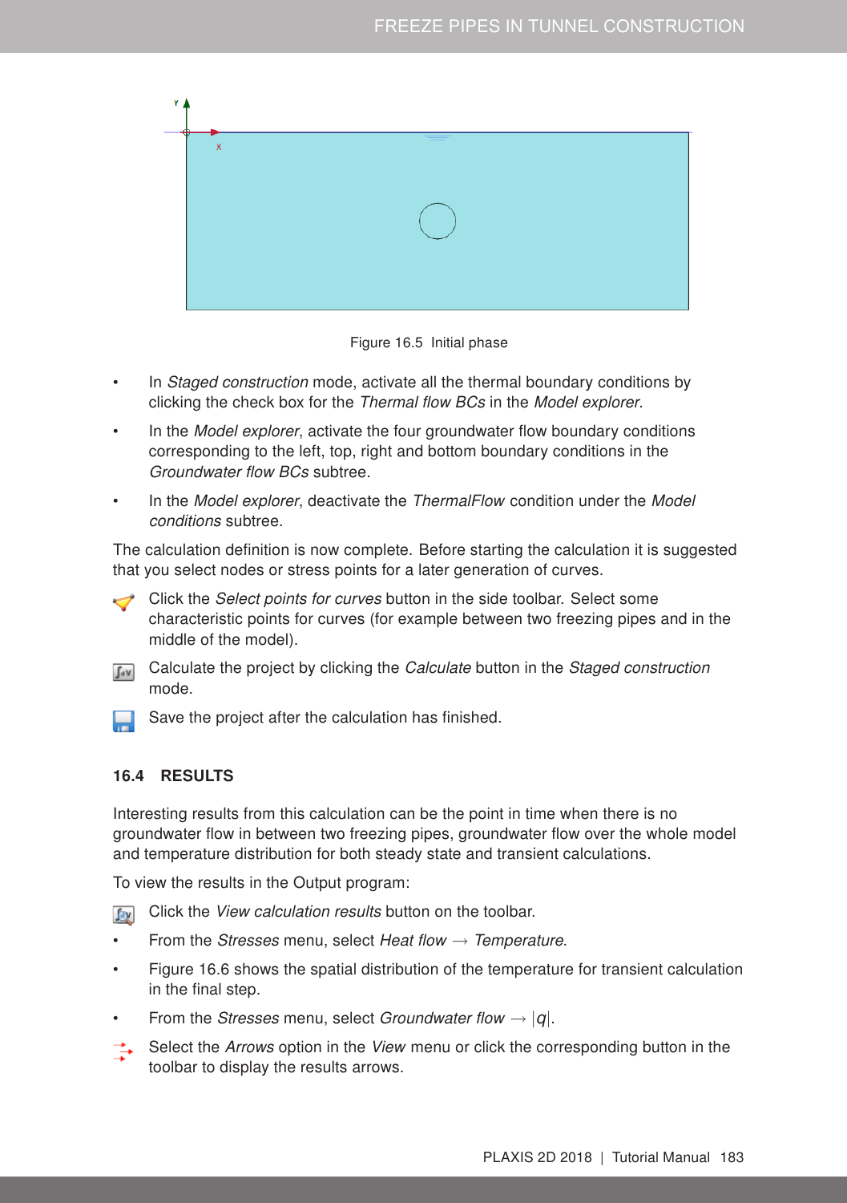Figure 16.5 Initial phase

- In *Staged construction* mode, activate all the thermal boundary conditions by clicking the check box for the *Thermal flow BCs* in the *Model explorer*.
- In the *Model explorer*, activate the four groundwater flow boundary conditions corresponding to the left, top, right and bottom boundary conditions in the *Groundwater flow BCs* subtree.
- In the *Model explorer*, deactivate the *ThermalFlow* condition under the *Model conditions* subtree.

The calculation definition is now complete. Before starting the calculation it is suggested that you select nodes or stress points for a later generation of curves.

- Click the *Select points for curves* button in the side toolbar. Select some characteristic points for curves (for example between two freezing pipes and in the middle of the model).
- Calculate the project by clicking the *Calculate* button in the *Staged construction* mode.
- Save the project after the calculation has finished.

## 16.4 RESULTS

Interesting results from this calculation can be the point in time when there is no groundwater flow in between two freezing pipes, groundwater flow over the whole model and temperature distribution for both steady state and transient calculations.

To view the results in the Output program:

- Click the *View calculation results* button on the toolbar.
- From the *Stresses* menu, select *Heat flow* → *Temperature*.
- Figure 16.6 shows the spatial distribution of the temperature for transient calculation in the final step.
- From the *Stresses* menu, select *Groundwater flow* → $|q|$.
- Select the *Arrows* option in the *View* menu or click the corresponding button in the toolbar to display the results arrows.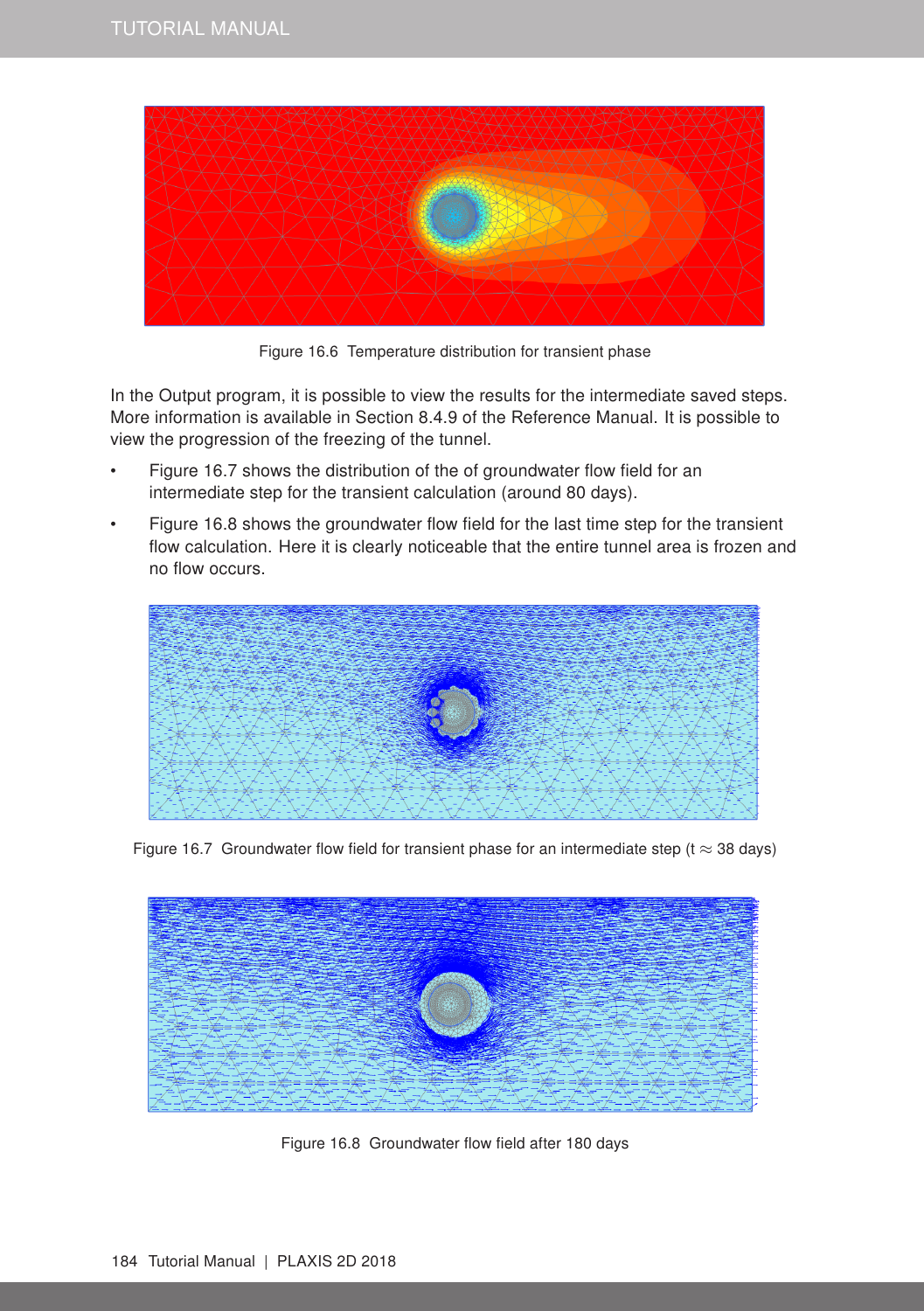Figure 16.6 Temperature distribution for transient phase

In the Output program, it is possible to view the results for the intermediate saved steps. More information is available in Section 8.4.9 of the Reference Manual. It is possible to view the progression of the freezing of the tunnel.

- Figure 16.7 shows the distribution of the of groundwater flow field for an intermediate step for the transient calculation (around 80 days).
- Figure 16.8 shows the groundwater flow field for the last time step for the transient flow calculation. Here it is clearly noticeable that the entire tunnel area is frozen and no flow occurs.

Figure 16.7 Groundwater flow field for transient phase for an intermediate step (t $\approx$ 38 days)

Figure 16.8 Groundwater flow field after 180 days